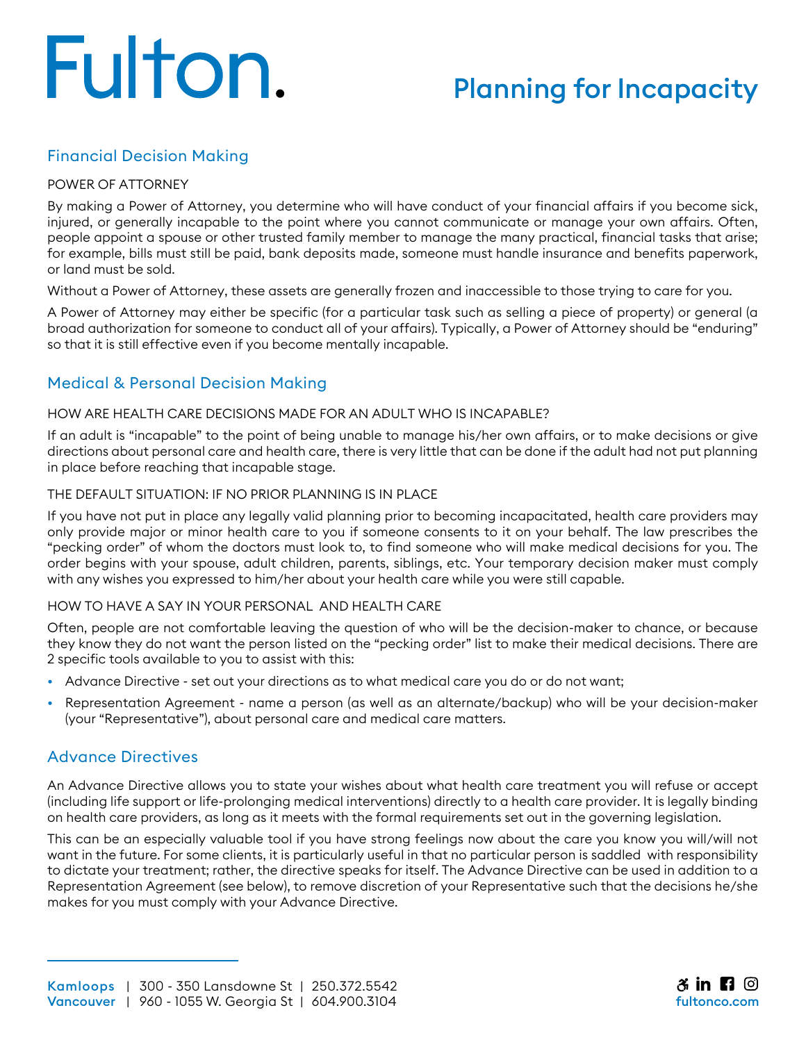# Fulton.

# Planning for Incapacity

## Financial Decision Making

### POWER OF ATTORNEY

By making a Power of Attorney, you determine who will have conduct of your financial affairs if you become sick, injured, or generally incapable to the point where you cannot communicate or manage your own affairs. Often, people appoint a spouse or other trusted family member to manage the many practical, financial tasks that arise; for example, bills must still be paid, bank deposits made, someone must handle insurance and benefits paperwork, or land must be sold.

Without a Power of Attorney, these assets are generally frozen and inaccessible to those trying to care for you.

A Power of Attorney may either be specific (for a particular task such as selling a piece of property) or general (a broad authorization for someone to conduct all of your affairs). Typically, a Power of Attorney should be "enduring" so that it is still effective even if you become mentally incapable.

## Medical & Personal Decision Making

### HOW ARE HEALTH CARE DECISIONS MADE FOR AN ADULT WHO IS INCAPABLE?

If an adult is "incapable" to the point of being unable to manage his/her own affairs, or to make decisions or give directions about personal care and health care, there is very little that can be done if the adult had not put planning in place before reaching that incapable stage.

### THE DEFAULT SITUATION: IF NO PRIOR PLANNING IS IN PLACE

If you have not put in place any legally valid planning prior to becoming incapacitated, health care providers may only provide major or minor health care to you if someone consents to it on your behalf. The law prescribes the "pecking order" of whom the doctors must look to, to find someone who will make medical decisions for you. The order begins with your spouse, adult children, parents, siblings, etc. Your temporary decision maker must comply with any wishes you expressed to him/her about your health care while you were still capable.

### HOW TO HAVE A SAY IN YOUR PERSONAL AND HEALTH CARE

Often, people are not comfortable leaving the question of who will be the decision-maker to chance, or because they know they do not want the person listed on the "pecking order" list to make their medical decisions. There are 2 specific tools available to you to assist with this:

- Advance Directive - set out your directions as to what medical care you do or do not want;
- Representation Agreement - name a person (as well as an alternate/backup) who will be your decision-maker (your "Representative"), about personal care and medical care matters.

## Advance Directives

An Advance Directive allows you to state your wishes about what health care treatment you will refuse or accept (including life support or life-prolonging medical interventions) directly to a health care provider. It is legally binding on health care providers, as long as it meets with the formal requirements set out in the governing legislation.

This can be an especially valuable tool if you have strong feelings now about the care you know you will/will not want in the future. For some clients, it is particularly useful in that no particular person is saddled with responsibility to dictate your treatment; rather, the directive speaks for itself. The Advance Directive can be used in addition to a Representation Agreement (see below), to remove discretion of your Representative such that the decisions he/she makes for you must comply with your Advance Directive.

**Kamloops** | 300 - 350 Lansdowne St | 250.372.5542
**Vancouver** | 960 - 1055 W. Georgia St | 604.900.3104

fultonco.com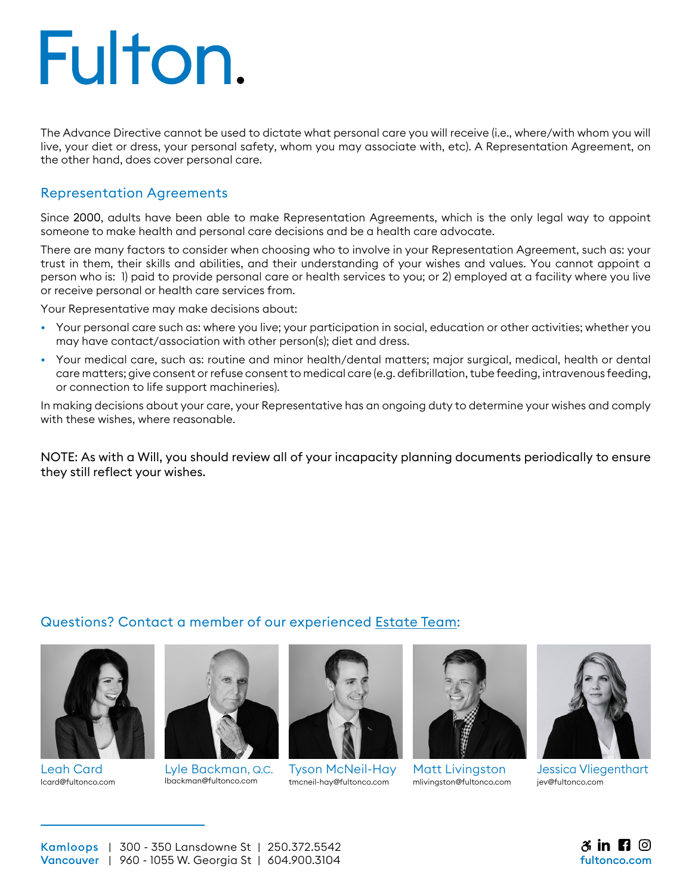# Fulton.

The Advance Directive cannot be used to dictate what personal care you will receive (i.e., where/with whom you will live, your diet or dress, your personal safety, whom you may associate with, etc). A Representation Agreement, on the other hand, does cover personal care.

## Representation Agreements

Since 2000, adults have been able to make Representation Agreements, which is the only legal way to appoint someone to make health and personal care decisions and be a health care advocate.

There are many factors to consider when choosing who to involve in your Representation Agreement, such as: your trust in them, their skills and abilities, and their understanding of your wishes and values. You cannot appoint a person who is: 1) paid to provide personal care or health services to you; or 2) employed at a facility where you live or receive personal or health care services from.

Your Representative may make decisions about:

- Your personal care such as: where you live; your participation in social, education or other activities; whether you may have contact/association with other person(s); diet and dress.
- Your medical care, such as: routine and minor health/dental matters; major surgical, medical, health or dental care matters; give consent or refuse consent to medical care (e.g. defibrillation, tube feeding, intravenous feeding, or connection to life support machineries).

In making decisions about your care, your Representative has an ongoing duty to determine your wishes and comply with these wishes, where reasonable.

NOTE: As with a Will, you should review all of your incapacity planning documents periodically to ensure they still reflect your wishes.

## Questions? Contact a member of our experienced Estate Team:

Leah Card
lcard@fultonco.com

Lyle Backman, Q.C.
lbackman@fultonco.com

Tyson McNeil-Hay
tmcneil-hay@fultonco.com

Matt Livingston
mlivingston@fultonco.com

Jessica Vliegenthart
jev@fultonco.com

**Kamloops** | 300 - 350 Lansdowne St | 250.372.5542
**Vancouver** | 960 - 1055 W. Georgia St | 604.900.3104

**fultonco.com**